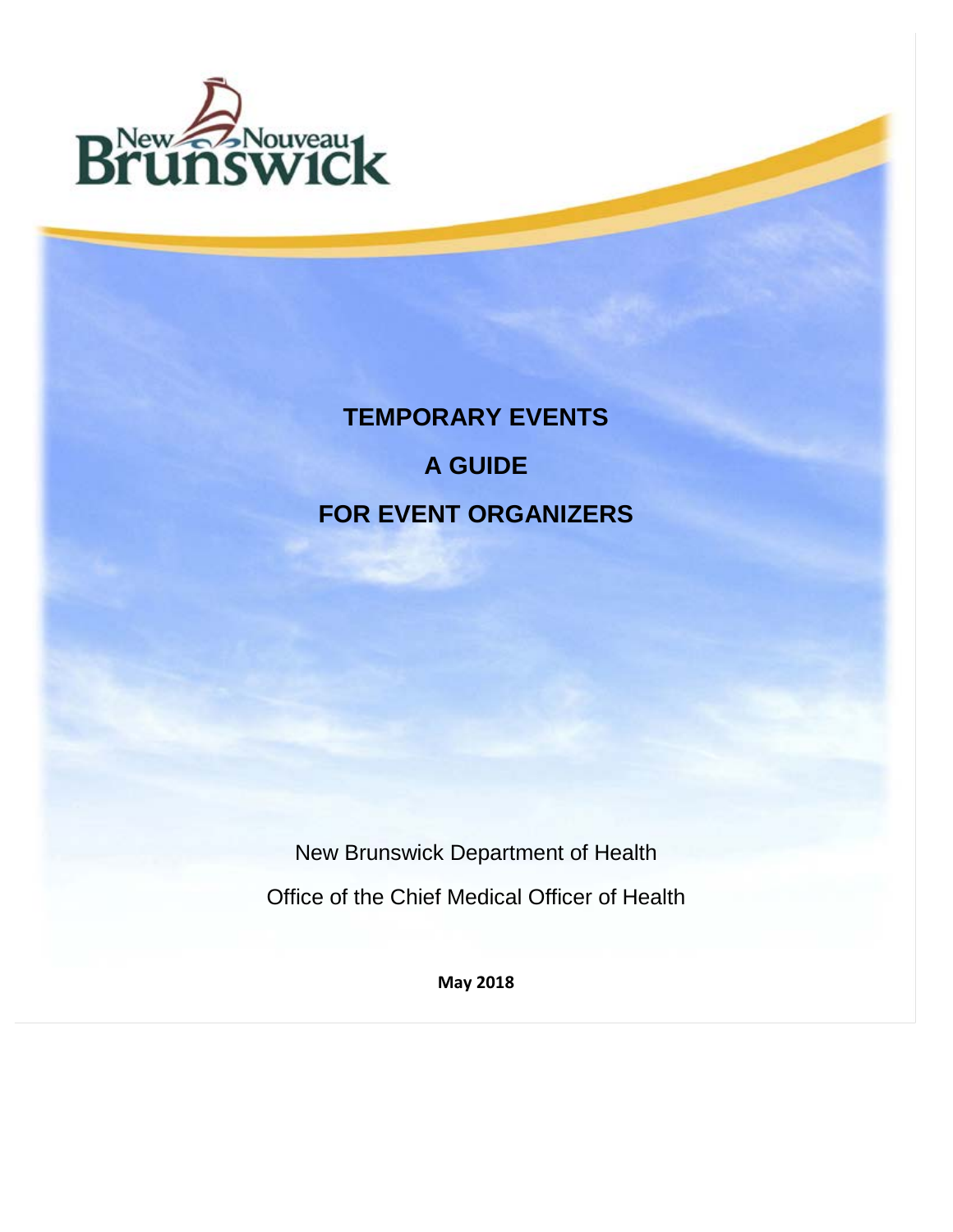# TEMPORARY EVENTS

# A GUIDE

# FOR EVENT ORGANIZERS

New Brunswick Department of Health

Office of the Chief Medical Officer of Health

**May 2018**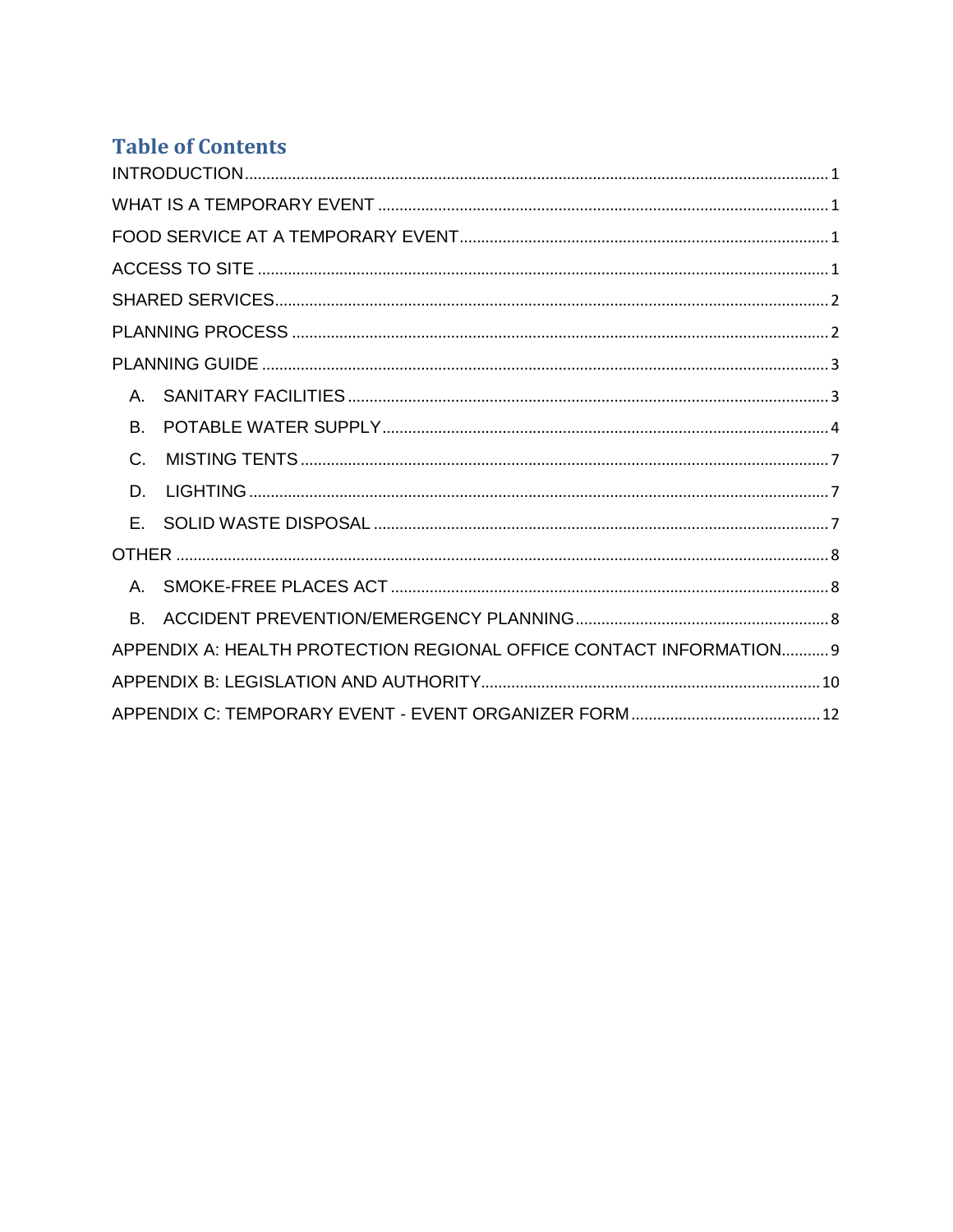## Table of Contents

INTRODUCTION ..... 1

WHAT IS A TEMPORARY EVENT ..... 1

FOOD SERVICE AT A TEMPORARY EVENT ..... 1

ACCESS TO SITE ..... 1

SHARED SERVICES ..... 2

PLANNING PROCESS ..... 2

PLANNING GUIDE ..... 3

- A. SANITARY FACILITIES ..... 3
- B. POTABLE WATER SUPPLY ..... 4
- C. MISTING TENTS ..... 7
- D. LIGHTING ..... 7
- E. SOLID WASTE DISPOSAL ..... 7

OTHER ..... 8

- A. SMOKE-FREE PLACES ACT ..... 8
- B. ACCIDENT PREVENTION/EMERGENCY PLANNING ..... 8

APPENDIX A: HEALTH PROTECTION REGIONAL OFFICE CONTACT INFORMATION ..... 9

APPENDIX B: LEGISLATION AND AUTHORITY ..... 10

APPENDIX C: TEMPORARY EVENT - EVENT ORGANIZER FORM ..... 12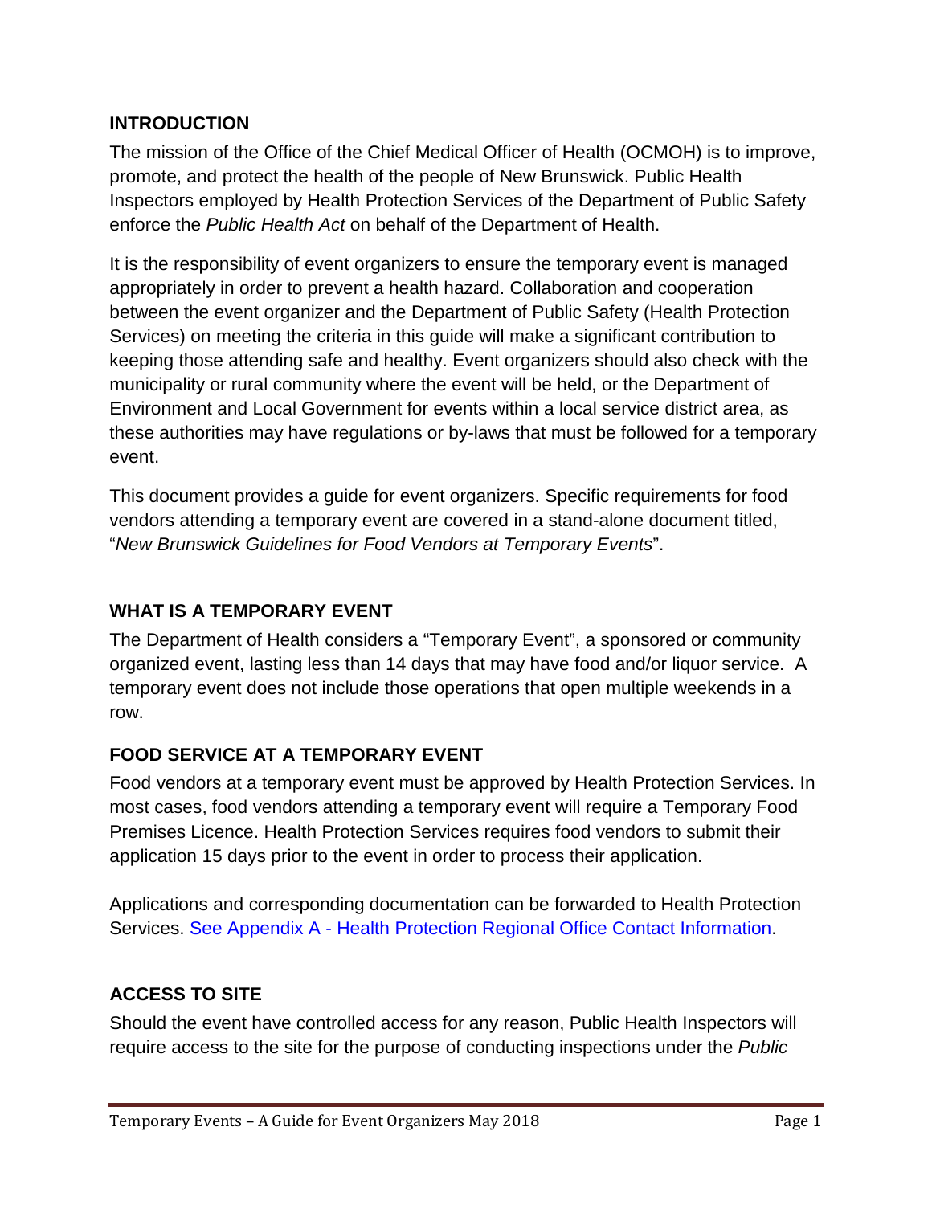## INTRODUCTION

The mission of the Office of the Chief Medical Officer of Health (OCMOH) is to improve, promote, and protect the health of the people of New Brunswick. Public Health Inspectors employed by Health Protection Services of the Department of Public Safety enforce the *Public Health Act* on behalf of the Department of Health.

It is the responsibility of event organizers to ensure the temporary event is managed appropriately in order to prevent a health hazard. Collaboration and cooperation between the event organizer and the Department of Public Safety (Health Protection Services) on meeting the criteria in this guide will make a significant contribution to keeping those attending safe and healthy. Event organizers should also check with the municipality or rural community where the event will be held, or the Department of Environment and Local Government for events within a local service district area, as these authorities may have regulations or by-laws that must be followed for a temporary event.

This document provides a guide for event organizers. Specific requirements for food vendors attending a temporary event are covered in a stand-alone document titled, "*New Brunswick Guidelines for Food Vendors at Temporary Events*".

## WHAT IS A TEMPORARY EVENT

The Department of Health considers a "Temporary Event", a sponsored or community organized event, lasting less than 14 days that may have food and/or liquor service. A temporary event does not include those operations that open multiple weekends in a row.

## FOOD SERVICE AT A TEMPORARY EVENT

Food vendors at a temporary event must be approved by Health Protection Services. In most cases, food vendors attending a temporary event will require a Temporary Food Premises Licence. Health Protection Services requires food vendors to submit their application 15 days prior to the event in order to process their application.

Applications and corresponding documentation can be forwarded to Health Protection Services. See Appendix A - Health Protection Regional Office Contact Information.

## ACCESS TO SITE

Should the event have controlled access for any reason, Public Health Inspectors will require access to the site for the purpose of conducting inspections under the *Public*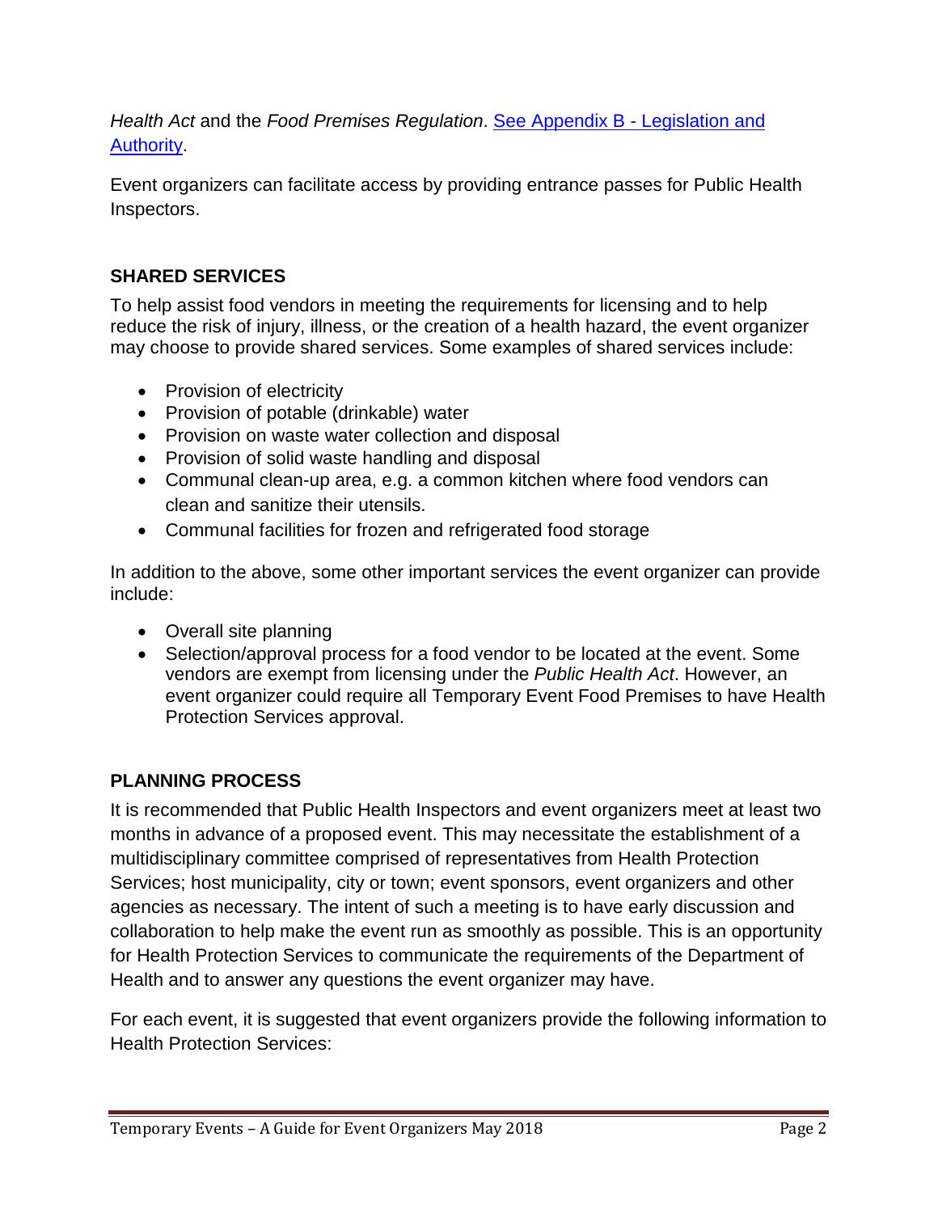*Health Act* and the *Food Premises Regulation*. [See Appendix B - Legislation and Authority](#).

Event organizers can facilitate access by providing entrance passes for Public Health Inspectors.

## SHARED SERVICES

To help assist food vendors in meeting the requirements for licensing and to help reduce the risk of injury, illness, or the creation of a health hazard, the event organizer may choose to provide shared services. Some examples of shared services include:

- Provision of electricity
- Provision of potable (drinkable) water
- Provision on waste water collection and disposal
- Provision of solid waste handling and disposal
- Communal clean-up area, e.g. a common kitchen where food vendors can clean and sanitize their utensils.
- Communal facilities for frozen and refrigerated food storage

In addition to the above, some other important services the event organizer can provide include:

- Overall site planning
- Selection/approval process for a food vendor to be located at the event. Some vendors are exempt from licensing under the *Public Health Act*. However, an event organizer could require all Temporary Event Food Premises to have Health Protection Services approval.

## PLANNING PROCESS

It is recommended that Public Health Inspectors and event organizers meet at least two months in advance of a proposed event. This may necessitate the establishment of a multidisciplinary committee comprised of representatives from Health Protection Services; host municipality, city or town; event sponsors, event organizers and other agencies as necessary. The intent of such a meeting is to have early discussion and collaboration to help make the event run as smoothly as possible. This is an opportunity for Health Protection Services to communicate the requirements of the Department of Health and to answer any questions the event organizer may have.

For each event, it is suggested that event organizers provide the following information to Health Protection Services: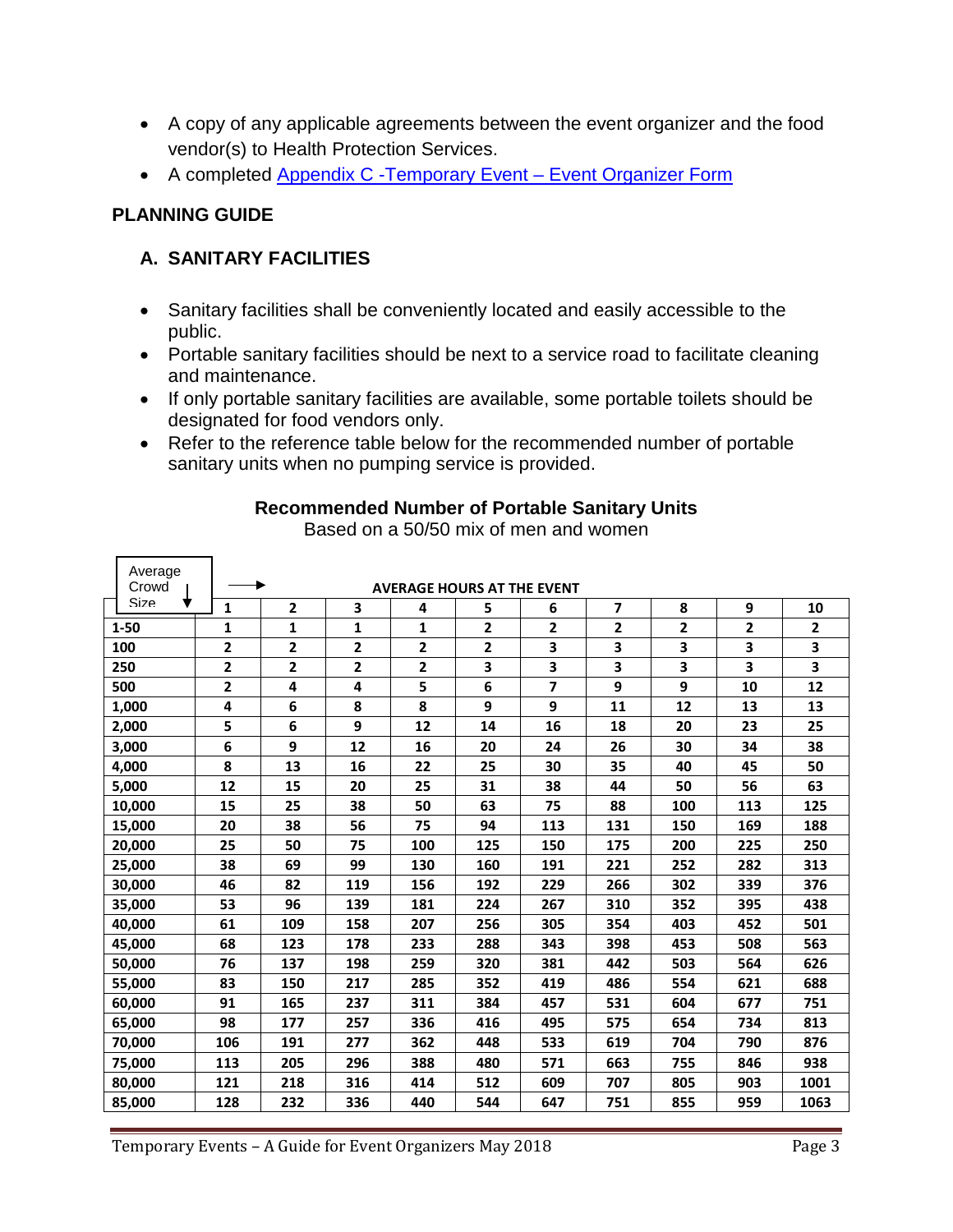- A copy of any applicable agreements between the event organizer and the food vendor(s) to Health Protection Services.
- A completed [Appendix C -Temporary Event – Event Organizer Form]

## PLANNING GUIDE

### A. SANITARY FACILITIES

- Sanitary facilities shall be conveniently located and easily accessible to the public.
- Portable sanitary facilities should be next to a service road to facilitate cleaning and maintenance.
- If only portable sanitary facilities are available, some portable toilets should be designated for food vendors only.
- Refer to the reference table below for the recommended number of portable sanitary units when no pumping service is provided.

**Recommended Number of Portable Sanitary Units**

Based on a 50/50 mix of men and women

| Average Crowd Size ↓ / AVERAGE HOURS AT THE EVENT → | 1 | 2 | 3 | 4 | 5 | 6 | 7 | 8 | 9 | 10 |
|---|---|---|---|---|---|---|---|---|---|---|
| 1-50 | 1 | 1 | 1 | 1 | 2 | 2 | 2 | 2 | 2 | 2 |
| 100 | 2 | 2 | 2 | 2 | 2 | 3 | 3 | 3 | 3 | 3 |
| 250 | 2 | 2 | 2 | 2 | 3 | 3 | 3 | 3 | 3 | 3 |
| 500 | 2 | 4 | 4 | 5 | 6 | 7 | 9 | 9 | 10 | 12 |
| 1,000 | 4 | 6 | 8 | 8 | 9 | 9 | 11 | 12 | 13 | 13 |
| 2,000 | 5 | 6 | 9 | 12 | 14 | 16 | 18 | 20 | 23 | 25 |
| 3,000 | 6 | 9 | 12 | 16 | 20 | 24 | 26 | 30 | 34 | 38 |
| 4,000 | 8 | 13 | 16 | 22 | 25 | 30 | 35 | 40 | 45 | 50 |
| 5,000 | 12 | 15 | 20 | 25 | 31 | 38 | 44 | 50 | 56 | 63 |
| 10,000 | 15 | 25 | 38 | 50 | 63 | 75 | 88 | 100 | 113 | 125 |
| 15,000 | 20 | 38 | 56 | 75 | 94 | 113 | 131 | 150 | 169 | 188 |
| 20,000 | 25 | 50 | 75 | 100 | 125 | 150 | 175 | 200 | 225 | 250 |
| 25,000 | 38 | 69 | 99 | 130 | 160 | 191 | 221 | 252 | 282 | 313 |
| 30,000 | 46 | 82 | 119 | 156 | 192 | 229 | 266 | 302 | 339 | 376 |
| 35,000 | 53 | 96 | 139 | 181 | 224 | 267 | 310 | 352 | 395 | 438 |
| 40,000 | 61 | 109 | 158 | 207 | 256 | 305 | 354 | 403 | 452 | 501 |
| 45,000 | 68 | 123 | 178 | 233 | 288 | 343 | 398 | 453 | 508 | 563 |
| 50,000 | 76 | 137 | 198 | 259 | 320 | 381 | 442 | 503 | 564 | 626 |
| 55,000 | 83 | 150 | 217 | 285 | 352 | 419 | 486 | 554 | 621 | 688 |
| 60,000 | 91 | 165 | 237 | 311 | 384 | 457 | 531 | 604 | 677 | 751 |
| 65,000 | 98 | 177 | 257 | 336 | 416 | 495 | 575 | 654 | 734 | 813 |
| 70,000 | 106 | 191 | 277 | 362 | 448 | 533 | 619 | 704 | 790 | 876 |
| 75,000 | 113 | 205 | 296 | 388 | 480 | 571 | 663 | 755 | 846 | 938 |
| 80,000 | 121 | 218 | 316 | 414 | 512 | 609 | 707 | 805 | 903 | 1001 |
| 85,000 | 128 | 232 | 336 | 440 | 544 | 647 | 751 | 855 | 959 | 1063 |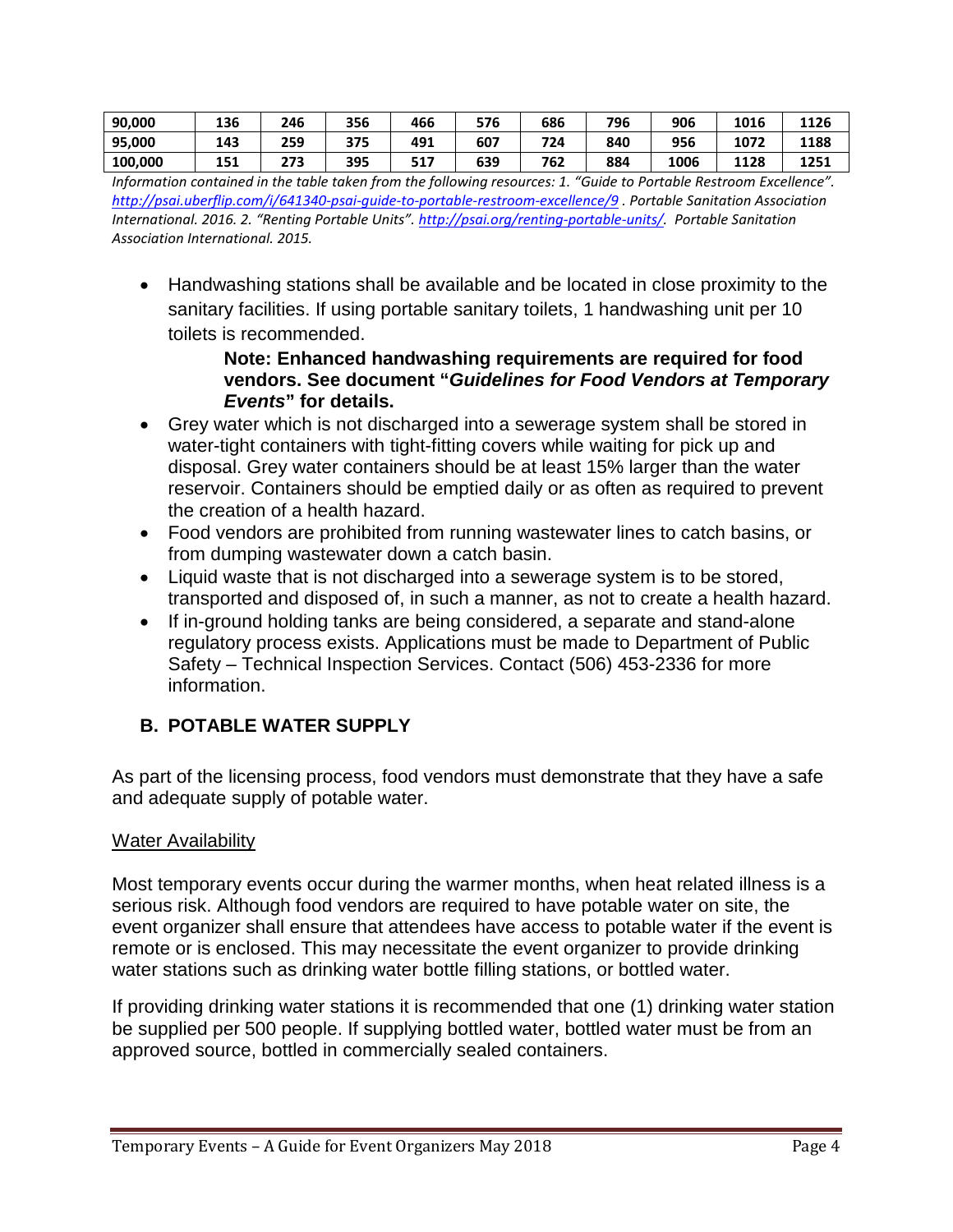| 90,000 | 136 | 246 | 356 | 466 | 576 | 686 | 796 | 906 | 1016 | 1126 |
|---|---|---|---|---|---|---|---|---|---|---|
| 95,000 | 143 | 259 | 375 | 491 | 607 | 724 | 840 | 956 | 1072 | 1188 |
| 100,000 | 151 | 273 | 395 | 517 | 639 | 762 | 884 | 1006 | 1128 | 1251 |

*Information contained in the table taken from the following resources: 1. "Guide to Portable Restroom Excellence". http://psai.uberflip.com/i/641340-psai-guide-to-portable-restroom-excellence/9 . Portable Sanitation Association International. 2016. 2. "Renting Portable Units". http://psai.org/renting-portable-units/. Portable Sanitation Association International. 2015.*

- Handwashing stations shall be available and be located in close proximity to the sanitary facilities. If using portable sanitary toilets, 1 handwashing unit per 10 toilets is recommended.

  **Note: Enhanced handwashing requirements are required for food vendors. See document "*Guidelines for Food Vendors at Temporary Events*" for details.**

- Grey water which is not discharged into a sewerage system shall be stored in water-tight containers with tight-fitting covers while waiting for pick up and disposal. Grey water containers should be at least 15% larger than the water reservoir. Containers should be emptied daily or as often as required to prevent the creation of a health hazard.
- Food vendors are prohibited from running wastewater lines to catch basins, or from dumping wastewater down a catch basin.
- Liquid waste that is not discharged into a sewerage system is to be stored, transported and disposed of, in such a manner, as not to create a health hazard.
- If in-ground holding tanks are being considered, a separate and stand-alone regulatory process exists. Applications must be made to Department of Public Safety – Technical Inspection Services. Contact (506) 453-2336 for more information.

## B. POTABLE WATER SUPPLY

As part of the licensing process, food vendors must demonstrate that they have a safe and adequate supply of potable water.

### Water Availability

Most temporary events occur during the warmer months, when heat related illness is a serious risk. Although food vendors are required to have potable water on site, the event organizer shall ensure that attendees have access to potable water if the event is remote or is enclosed. This may necessitate the event organizer to provide drinking water stations such as drinking water bottle filling stations, or bottled water.

If providing drinking water stations it is recommended that one (1) drinking water station be supplied per 500 people. If supplying bottled water, bottled water must be from an approved source, bottled in commercially sealed containers.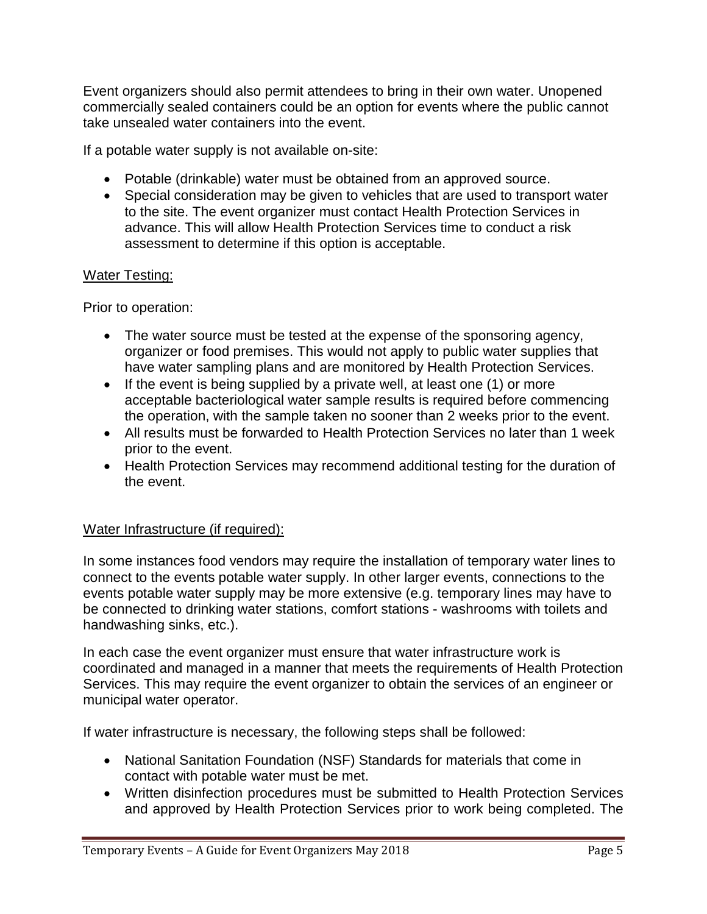Event organizers should also permit attendees to bring in their own water. Unopened commercially sealed containers could be an option for events where the public cannot take unsealed water containers into the event.

If a potable water supply is not available on-site:

- Potable (drinkable) water must be obtained from an approved source.
- Special consideration may be given to vehicles that are used to transport water to the site. The event organizer must contact Health Protection Services in advance. This will allow Health Protection Services time to conduct a risk assessment to determine if this option is acceptable.

<u>Water Testing:</u>

Prior to operation:

- The water source must be tested at the expense of the sponsoring agency, organizer or food premises. This would not apply to public water supplies that have water sampling plans and are monitored by Health Protection Services.
- If the event is being supplied by a private well, at least one (1) or more acceptable bacteriological water sample results is required before commencing the operation, with the sample taken no sooner than 2 weeks prior to the event.
- All results must be forwarded to Health Protection Services no later than 1 week prior to the event.
- Health Protection Services may recommend additional testing for the duration of the event.

<u>Water Infrastructure (if required):</u>

In some instances food vendors may require the installation of temporary water lines to connect to the events potable water supply. In other larger events, connections to the events potable water supply may be more extensive (e.g. temporary lines may have to be connected to drinking water stations, comfort stations - washrooms with toilets and handwashing sinks, etc.).

In each case the event organizer must ensure that water infrastructure work is coordinated and managed in a manner that meets the requirements of Health Protection Services. This may require the event organizer to obtain the services of an engineer or municipal water operator.

If water infrastructure is necessary, the following steps shall be followed:

- National Sanitation Foundation (NSF) Standards for materials that come in contact with potable water must be met.
- Written disinfection procedures must be submitted to Health Protection Services and approved by Health Protection Services prior to work being completed. The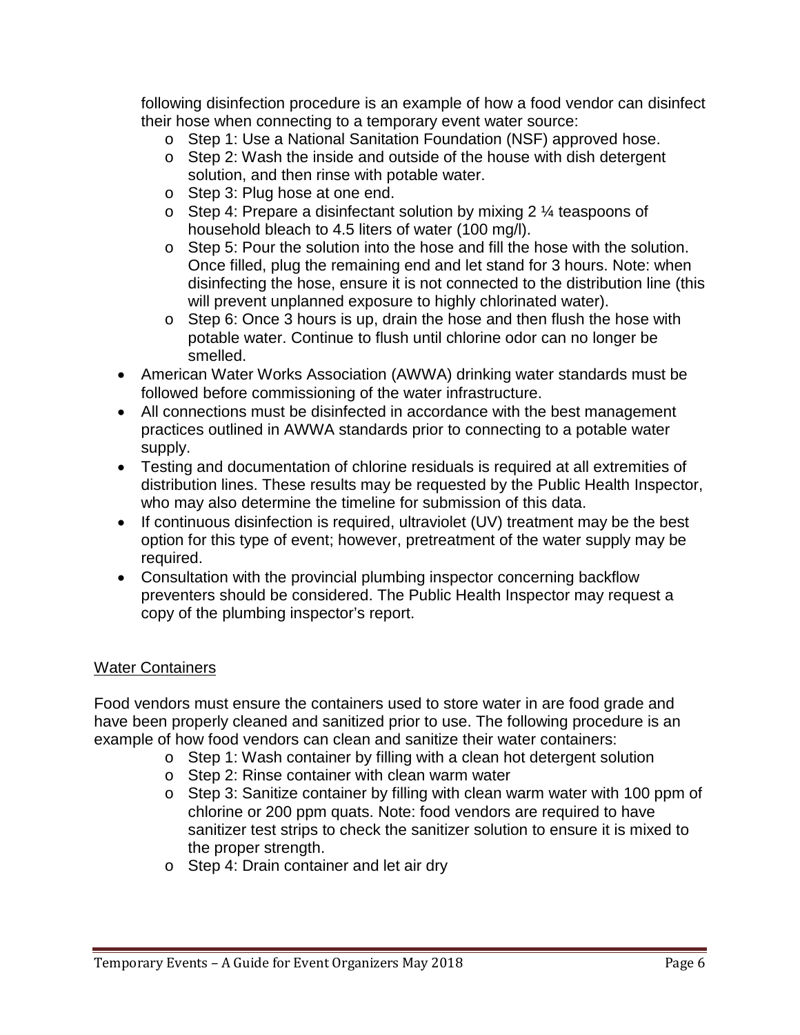following disinfection procedure is an example of how a food vendor can disinfect their hose when connecting to a temporary event water source:

- Step 1: Use a National Sanitation Foundation (NSF) approved hose.
- Step 2: Wash the inside and outside of the house with dish detergent solution, and then rinse with potable water.
- Step 3: Plug hose at one end.
- Step 4: Prepare a disinfectant solution by mixing 2 ¼ teaspoons of household bleach to 4.5 liters of water (100 mg/l).
- Step 5: Pour the solution into the hose and fill the hose with the solution. Once filled, plug the remaining end and let stand for 3 hours. Note: when disinfecting the hose, ensure it is not connected to the distribution line (this will prevent unplanned exposure to highly chlorinated water).
- Step 6: Once 3 hours is up, drain the hose and then flush the hose with potable water. Continue to flush until chlorine odor can no longer be smelled.

- American Water Works Association (AWWA) drinking water standards must be followed before commissioning of the water infrastructure.
- All connections must be disinfected in accordance with the best management practices outlined in AWWA standards prior to connecting to a potable water supply.
- Testing and documentation of chlorine residuals is required at all extremities of distribution lines. These results may be requested by the Public Health Inspector, who may also determine the timeline for submission of this data.
- If continuous disinfection is required, ultraviolet (UV) treatment may be the best option for this type of event; however, pretreatment of the water supply may be required.
- Consultation with the provincial plumbing inspector concerning backflow preventers should be considered. The Public Health Inspector may request a copy of the plumbing inspector's report.

## Water Containers

Food vendors must ensure the containers used to store water in are food grade and have been properly cleaned and sanitized prior to use. The following procedure is an example of how food vendors can clean and sanitize their water containers:

- Step 1: Wash container by filling with a clean hot detergent solution
- Step 2: Rinse container with clean warm water
- Step 3: Sanitize container by filling with clean warm water with 100 ppm of chlorine or 200 ppm quats. Note: food vendors are required to have sanitizer test strips to check the sanitizer solution to ensure it is mixed to the proper strength.
- Step 4: Drain container and let air dry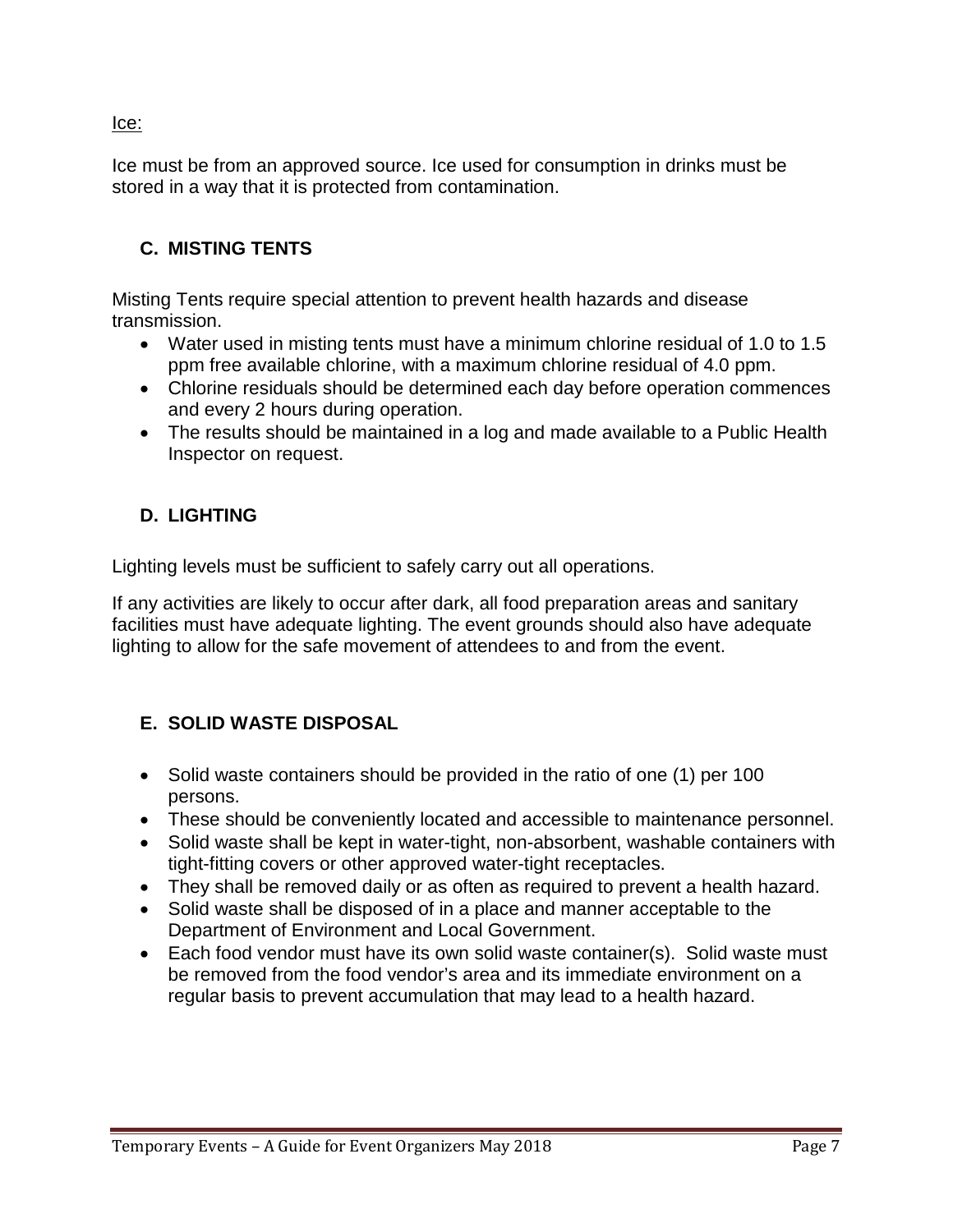Ice:

Ice must be from an approved source. Ice used for consumption in drinks must be stored in a way that it is protected from contamination.

## C. MISTING TENTS

Misting Tents require special attention to prevent health hazards and disease transmission.

- Water used in misting tents must have a minimum chlorine residual of 1.0 to 1.5 ppm free available chlorine, with a maximum chlorine residual of 4.0 ppm.
- Chlorine residuals should be determined each day before operation commences and every 2 hours during operation.
- The results should be maintained in a log and made available to a Public Health Inspector on request.

## D. LIGHTING

Lighting levels must be sufficient to safely carry out all operations.

If any activities are likely to occur after dark, all food preparation areas and sanitary facilities must have adequate lighting. The event grounds should also have adequate lighting to allow for the safe movement of attendees to and from the event.

## E. SOLID WASTE DISPOSAL

- Solid waste containers should be provided in the ratio of one (1) per 100 persons.
- These should be conveniently located and accessible to maintenance personnel.
- Solid waste shall be kept in water-tight, non-absorbent, washable containers with tight-fitting covers or other approved water-tight receptacles.
- They shall be removed daily or as often as required to prevent a health hazard.
- Solid waste shall be disposed of in a place and manner acceptable to the Department of Environment and Local Government.
- Each food vendor must have its own solid waste container(s). Solid waste must be removed from the food vendor's area and its immediate environment on a regular basis to prevent accumulation that may lead to a health hazard.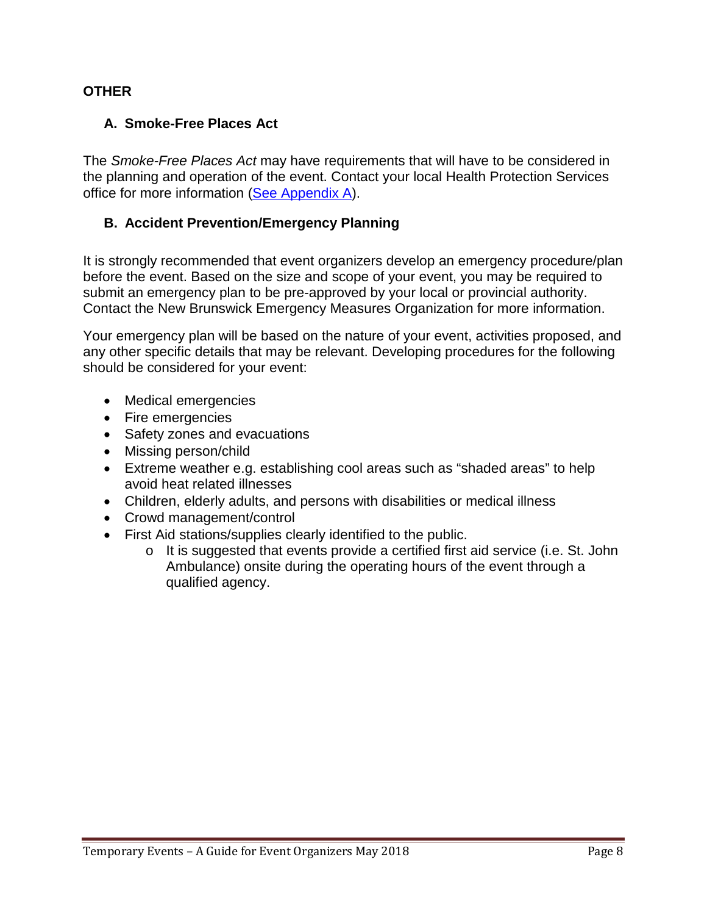## OTHER

### A. Smoke-Free Places Act

The *Smoke-Free Places Act* may have requirements that will have to be considered in the planning and operation of the event. Contact your local Health Protection Services office for more information (See Appendix A).

### B. Accident Prevention/Emergency Planning

It is strongly recommended that event organizers develop an emergency procedure/plan before the event. Based on the size and scope of your event, you may be required to submit an emergency plan to be pre-approved by your local or provincial authority. Contact the New Brunswick Emergency Measures Organization for more information.

Your emergency plan will be based on the nature of your event, activities proposed, and any other specific details that may be relevant. Developing procedures for the following should be considered for your event:

- Medical emergencies
- Fire emergencies
- Safety zones and evacuations
- Missing person/child
- Extreme weather e.g. establishing cool areas such as "shaded areas" to help avoid heat related illnesses
- Children, elderly adults, and persons with disabilities or medical illness
- Crowd management/control
- First Aid stations/supplies clearly identified to the public.
  - It is suggested that events provide a certified first aid service (i.e. St. John Ambulance) onsite during the operating hours of the event through a qualified agency.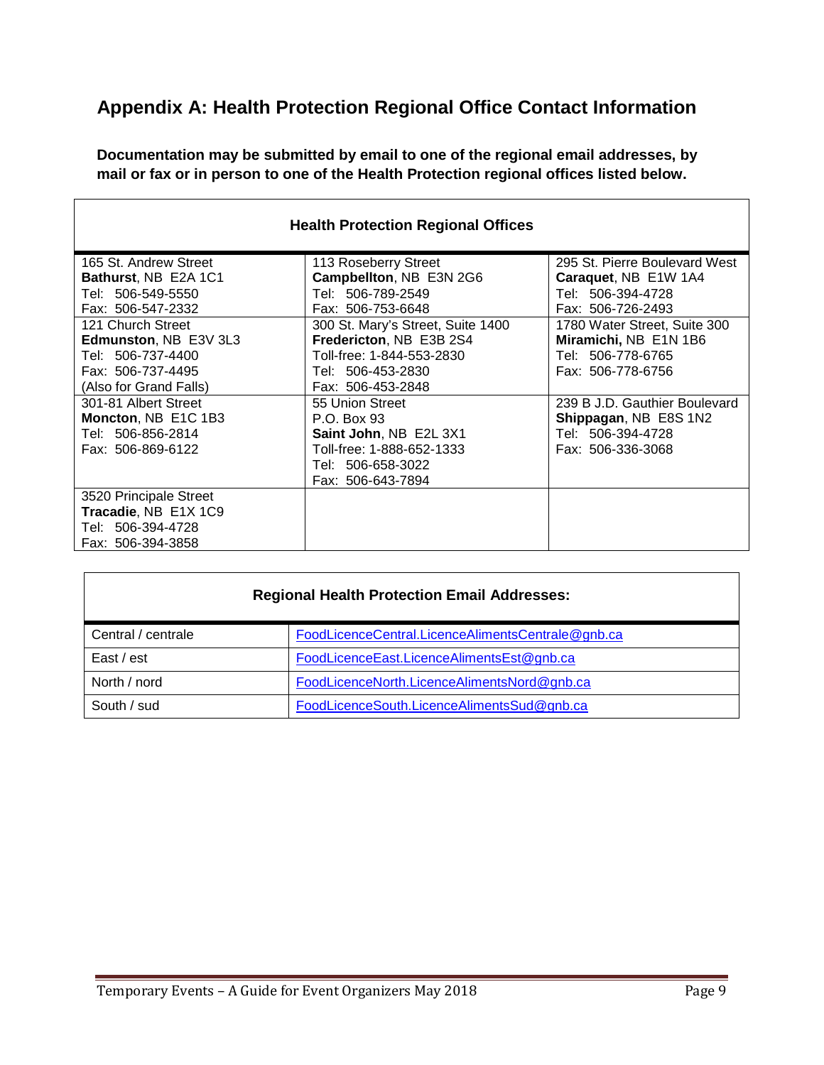## Appendix A: Health Protection Regional Office Contact Information

**Documentation may be submitted by email to one of the regional email addresses, by mail or fax or in person to one of the Health Protection regional offices listed below.**

| Health Protection Regional Offices | | |
|---|---|---|
| 165 St. Andrew Street<br>**Bathurst**, NB E2A 1C1<br>Tel: 506-549-5550<br>Fax: 506-547-2332 | 113 Roseberry Street<br>**Campbellton**, NB E3N 2G6<br>Tel: 506-789-2549<br>Fax: 506-753-6648 | 295 St. Pierre Boulevard West<br>**Caraquet**, NB E1W 1A4<br>Tel: 506-394-4728<br>Fax: 506-726-2493 |
| 121 Church Street<br>**Edmunston**, NB E3V 3L3<br>Tel: 506-737-4400<br>Fax: 506-737-4495<br>(Also for Grand Falls) | 300 St. Mary's Street, Suite 1400<br>**Fredericton**, NB E3B 2S4<br>Toll-free: 1-844-553-2830<br>Tel: 506-453-2830<br>Fax: 506-453-2848 | 1780 Water Street, Suite 300<br>**Miramichi,** NB E1N 1B6<br>Tel: 506-778-6765<br>Fax: 506-778-6756 |
| 301-81 Albert Street<br>**Moncton**, NB E1C 1B3<br>Tel: 506-856-2814<br>Fax: 506-869-6122 | 55 Union Street<br>P.O. Box 93<br>**Saint John**, NB E2L 3X1<br>Toll-free: 1-888-652-1333<br>Tel: 506-658-3022<br>Fax: 506-643-7894 | 239 B J.D. Gauthier Boulevard<br>**Shippagan**, NB E8S 1N2<br>Tel: 506-394-4728<br>Fax: 506-336-3068 |
| 3520 Principale Street<br>**Tracadie**, NB E1X 1C9<br>Tel: 506-394-4728<br>Fax: 506-394-3858 | | |

| Regional Health Protection Email Addresses: | |
|---|---|
| Central / centrale | FoodLicenceCentral.LicenceAlimentsCentrale@gnb.ca |
| East / est | FoodLicenceEast.LicenceAlimentsEst@gnb.ca |
| North / nord | FoodLicenceNorth.LicenceAlimentsNord@gnb.ca |
| South / sud | FoodLicenceSouth.LicenceAlimentsSud@gnb.ca |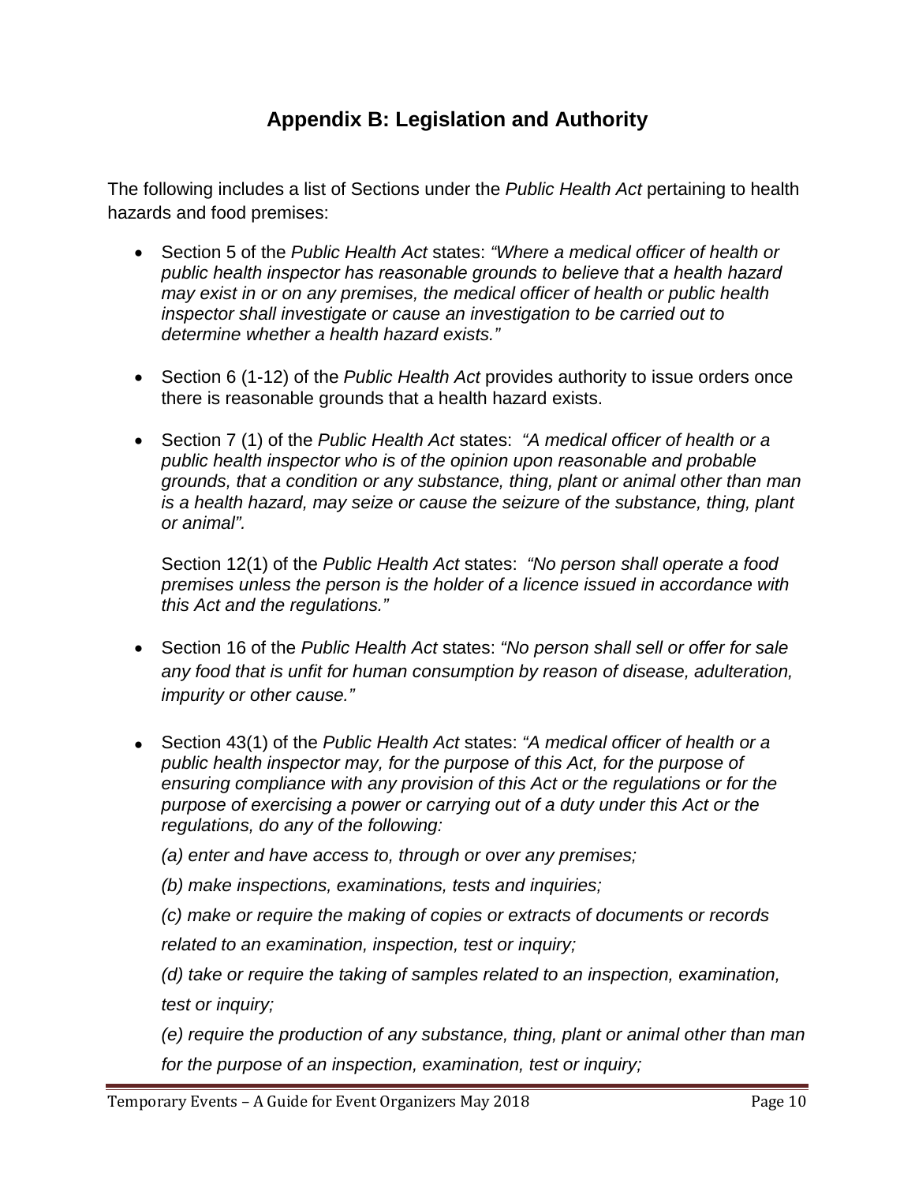## Appendix B: Legislation and Authority

The following includes a list of Sections under the *Public Health Act* pertaining to health hazards and food premises:

- Section 5 of the *Public Health Act* states: *"Where a medical officer of health or public health inspector has reasonable grounds to believe that a health hazard may exist in or on any premises, the medical officer of health or public health inspector shall investigate or cause an investigation to be carried out to determine whether a health hazard exists."*

- Section 6 (1-12) of the *Public Health Act* provides authority to issue orders once there is reasonable grounds that a health hazard exists.

- Section 7 (1) of the *Public Health Act* states: *"A medical officer of health or a public health inspector who is of the opinion upon reasonable and probable grounds, that a condition or any substance, thing, plant or animal other than man is a health hazard, may seize or cause the seizure of the substance, thing, plant or animal".*

  Section 12(1) of the *Public Health Act* states: *"No person shall operate a food premises unless the person is the holder of a licence issued in accordance with this Act and the regulations."*

- Section 16 of the *Public Health Act* states: *"No person shall sell or offer for sale any food that is unfit for human consumption by reason of disease, adulteration, impurity or other cause."*

- Section 43(1) of the *Public Health Act* states: *"A medical officer of health or a public health inspector may, for the purpose of this Act, for the purpose of ensuring compliance with any provision of this Act or the regulations or for the purpose of exercising a power or carrying out of a duty under this Act or the regulations, do any of the following:*

  *(a) enter and have access to, through or over any premises;*

  *(b) make inspections, examinations, tests and inquiries;*

  *(c) make or require the making of copies or extracts of documents or records related to an examination, inspection, test or inquiry;*

  *(d) take or require the taking of samples related to an inspection, examination, test or inquiry;*

  *(e) require the production of any substance, thing, plant or animal other than man for the purpose of an inspection, examination, test or inquiry;*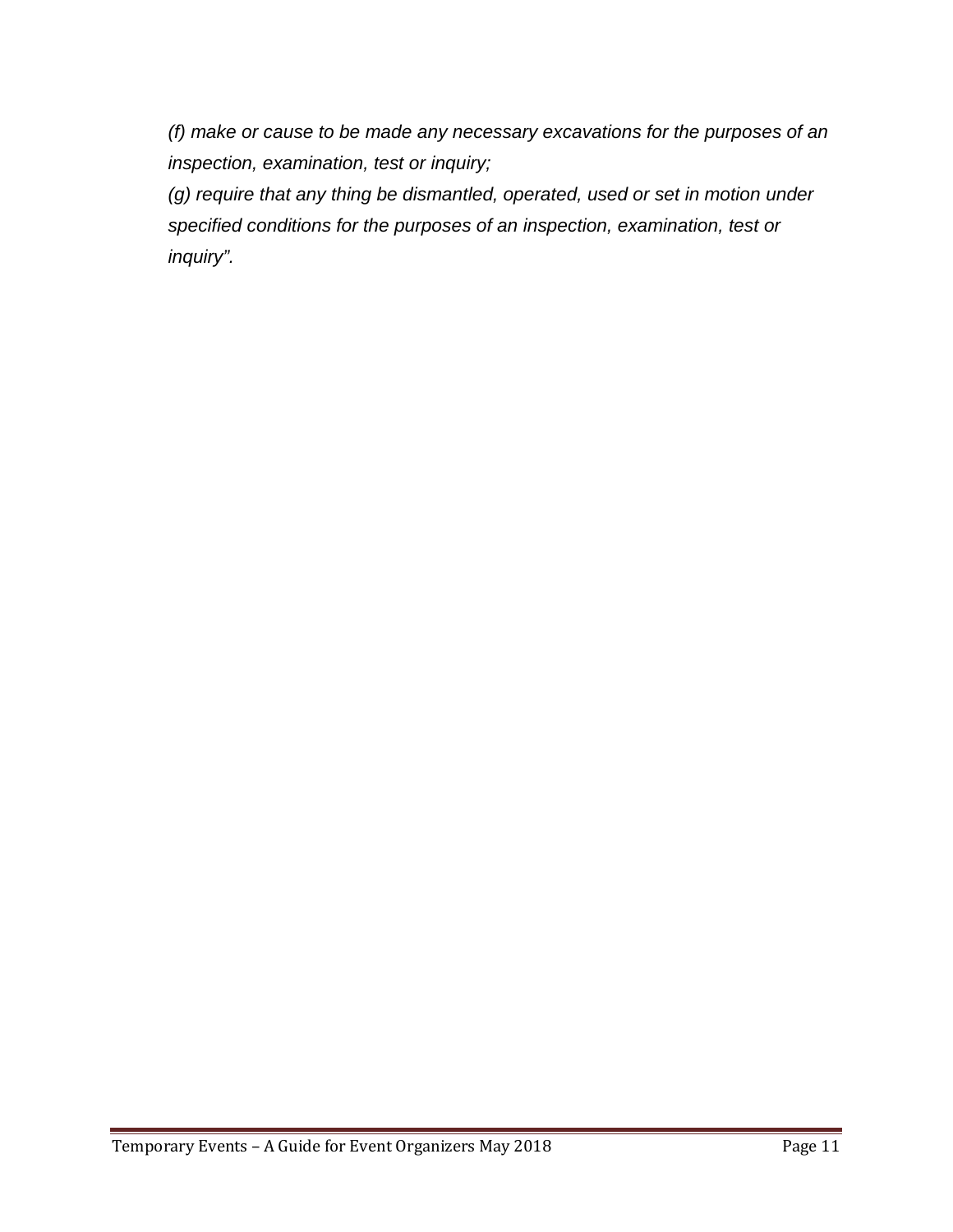*(f) make or cause to be made any necessary excavations for the purposes of an inspection, examination, test or inquiry;*

*(g) require that any thing be dismantled, operated, used or set in motion under specified conditions for the purposes of an inspection, examination, test or inquiry".*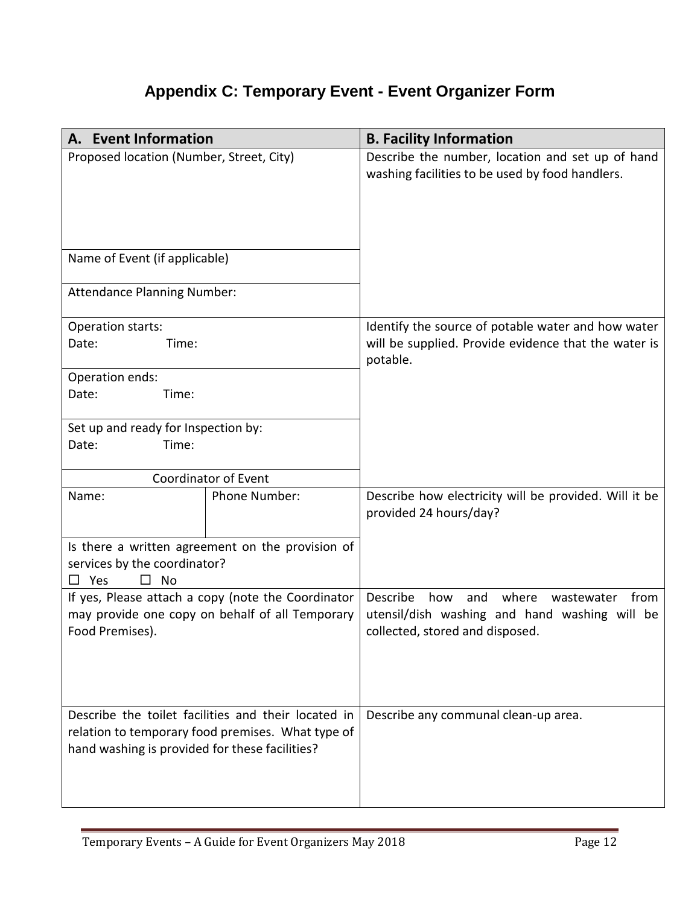# Appendix C: Temporary Event - Event Organizer Form

| A. Event Information | | B. Facility Information |
|---|---|---|
| Proposed location (Number, Street, City) | | Describe the number, location and set up of hand washing facilities to be used by food handlers. |
| Name of Event (if applicable) | | |
| Attendance Planning Number: | | |
| Operation starts:<br>Date: Time: | | Identify the source of potable water and how water will be supplied. Provide evidence that the water is potable. |
| Operation ends:<br>Date: Time: | | |
| Set up and ready for Inspection by:<br>Date: Time: | | |
| Coordinator of Event | | |
| Name: | Phone Number: | Describe how electricity will be provided. Will it be provided 24 hours/day? |
| Is there a written agreement on the provision of services by the coordinator?<br>☐ Yes ☐ No | | |
| If yes, Please attach a copy (note the Coordinator may provide one copy on behalf of all Temporary Food Premises). | | Describe how and where wastewater from utensil/dish washing and hand washing will be collected, stored and disposed. |
| Describe the toilet facilities and their located in relation to temporary food premises. What type of hand washing is provided for these facilities? | | Describe any communal clean-up area. |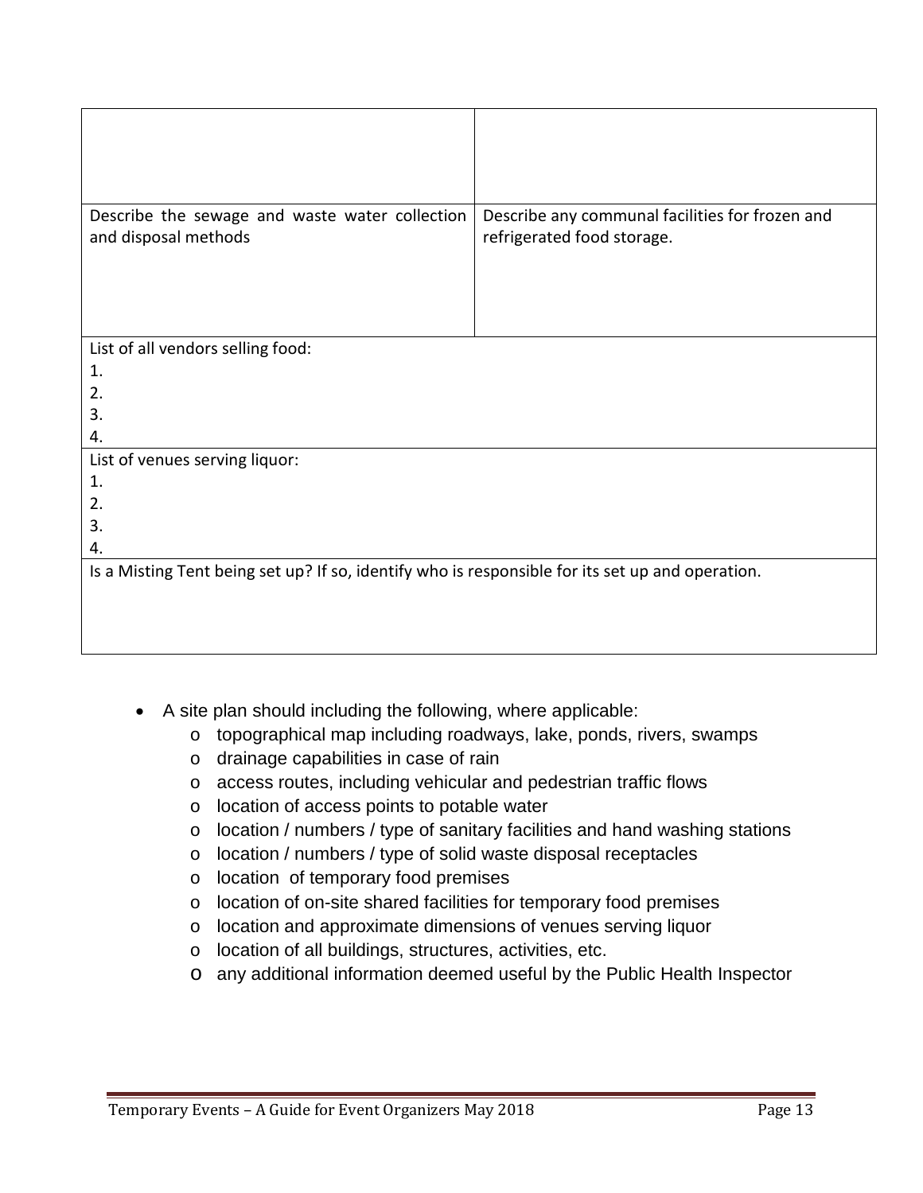| | |
|---|---|
| | |
| Describe the sewage and waste water collection and disposal methods | Describe any communal facilities for frozen and refrigerated food storage. |
| List of all vendors selling food:<br>1.<br>2.<br>3.<br>4. | |
| List of venues serving liquor:<br>1.<br>2.<br>3.<br>4. | |
| Is a Misting Tent being set up? If so, identify who is responsible for its set up and operation. | |

- A site plan should including the following, where applicable:
  - topographical map including roadways, lake, ponds, rivers, swamps
  - drainage capabilities in case of rain
  - access routes, including vehicular and pedestrian traffic flows
  - location of access points to potable water
  - location / numbers / type of sanitary facilities and hand washing stations
  - location / numbers / type of solid waste disposal receptacles
  - location of temporary food premises
  - location of on-site shared facilities for temporary food premises
  - location and approximate dimensions of venues serving liquor
  - location of all buildings, structures, activities, etc.
  - any additional information deemed useful by the Public Health Inspector